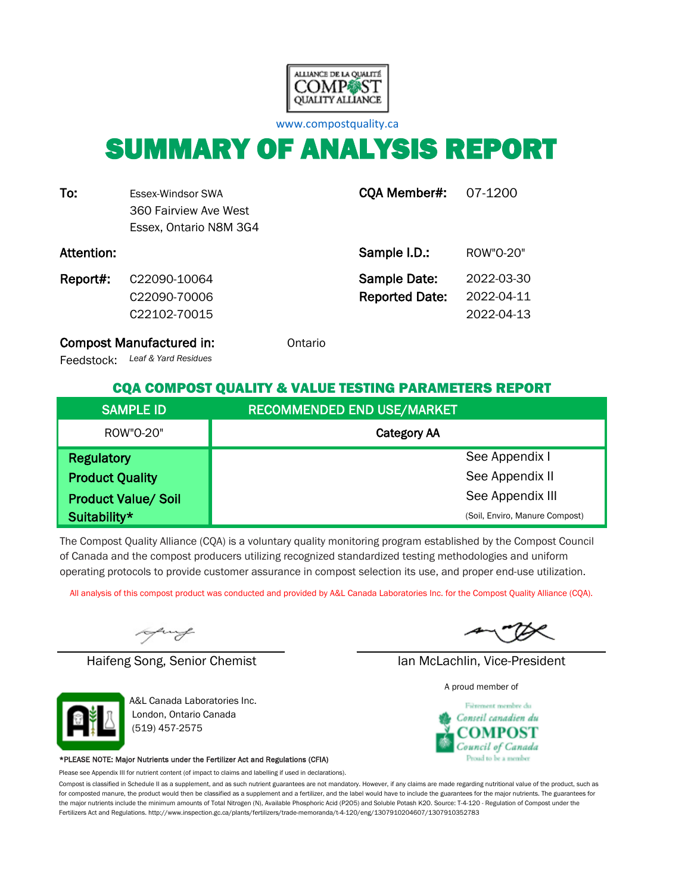ALLIANCE DE LA QUALITÉ COMPOST QUALITY ALLIANCE

www.compostquality.ca

# SUMMARY OF ANALYSIS REPORT

| | | | |
|---|---|---|---|
| **To:** | Essex-Windsor SWA<br>360 Fairview Ave West<br>Essex, Ontario N8M 3G4 | **CQA Member#:** | 07-1200 |
| **Attention:** | | **Sample I.D.:** | ROW"0-20" |
| **Report#:** | C22090-10064<br>C22090-70006<br>C22102-70015 | **Sample Date:**<br>**Reported Date:** | 2022-03-30<br>2022-04-11<br>2022-04-13 |

**Compost Manufactured in:** Ontario

Feedstock: *Leaf & Yard Residues*

## CQA COMPOST QUALITY & VALUE TESTING PARAMETERS REPORT

| SAMPLE ID | RECOMMENDED END USE/MARKET |
|---|---|
| ROW"0-20" | **Category AA** |
| **Regulatory** | See Appendix I |
| **Product Quality** | See Appendix II |
| **Product Value/ Soil Suitability*** | See Appendix III<br>(Soil, Enviro, Manure Compost) |

The Compost Quality Alliance (CQA) is a voluntary quality monitoring program established by the Compost Council of Canada and the compost producers utilizing recognized standardized testing methodologies and uniform operating protocols to provide customer assurance in compost selection its use, and proper end-use utilization.

All analysis of this compost product was conducted and provided by A&L Canada Laboratories Inc. for the Compost Quality Alliance (CQA).

Haifeng Song, Senior Chemist

Ian McLachlin, Vice-President

A&L Canada Laboratories Inc.
London, Ontario Canada
(519) 457-2575

A proud member of
Fièrement membre du Conseil canadien du COMPOST Council of Canada Proud to be a member

*PLEASE NOTE: Major Nutrients under the Fertilizer Act and Regulations (CFIA)

Please see Appendix III for nutrient content (of impact to claims and labelling if used in declarations).

Compost is classified in Schedule II as a supplement, and as such nutrient guarantees are not mandatory. However, if any claims are made regarding nutritional value of the product, such as for composted manure, the product would then be classified as a supplement and a fertilizer, and the label would have to include the guarantees for the major nutrients. The guarantees for the major nutrients include the minimum amounts of Total Nitrogen (N), Available Phosphoric Acid (P2O5) and Soluble Potash K2O. Source: T-4-120 - Regulation of Compost under the Fertilizers Act and Regulations. http://www.inspection.gc.ca/plants/fertilizers/trade-memoranda/t-4-120/eng/1307910204607/1307910352783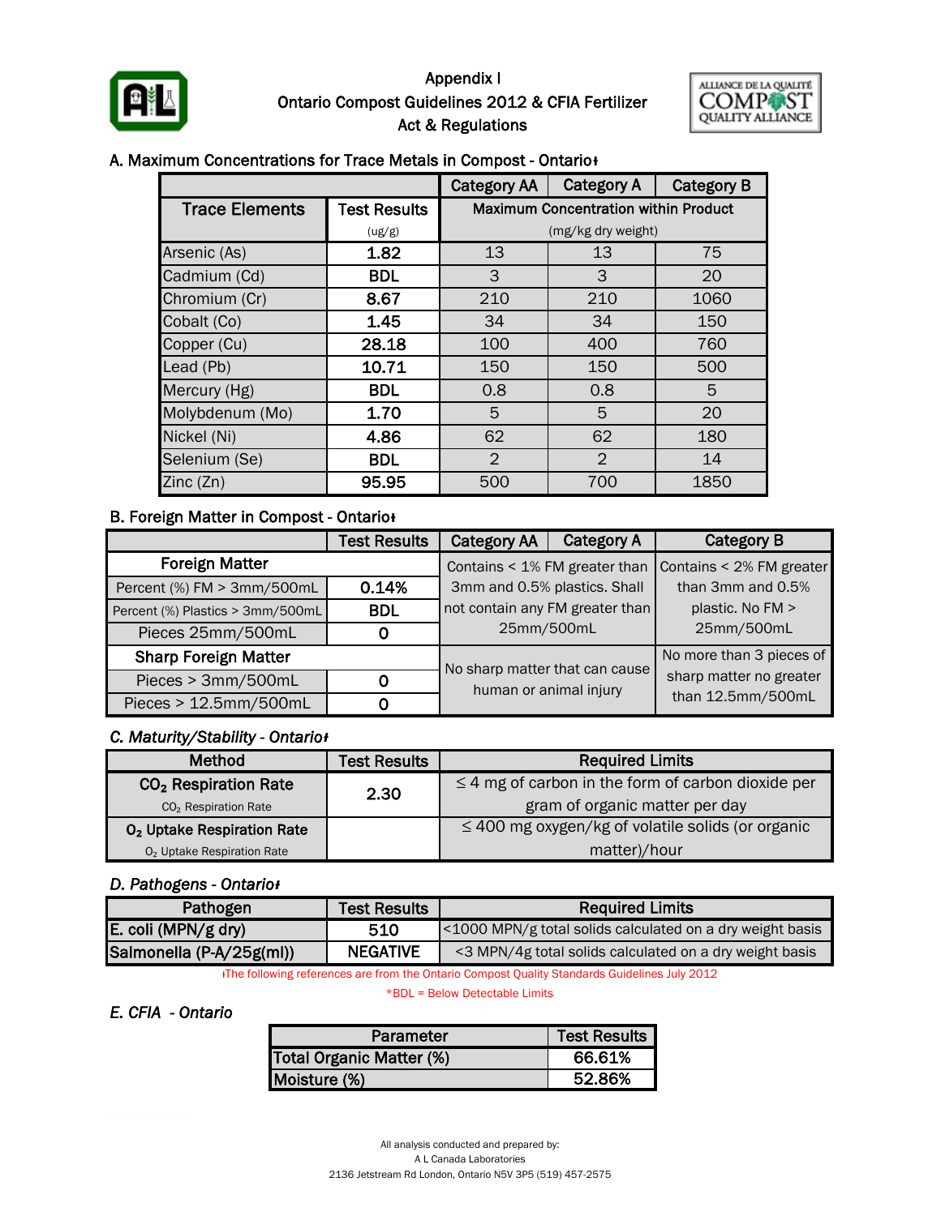# Appendix I
## Ontario Compost Guidelines 2012 & CFIA Fertilizer Act & Regulations

### A. Maximum Concentrations for Trace Metals in Compost - Ontario ǂ

| Trace Elements | Test Results (ug/g) | Category AA | Category A | Category B |
|---|---|---|---|---|
| | | Maximum Concentration within Product (mg/kg dry weight) | | |
| Arsenic (As) | 1.82 | 13 | 13 | 75 |
| Cadmium (Cd) | BDL | 3 | 3 | 20 |
| Chromium (Cr) | 8.67 | 210 | 210 | 1060 |
| Cobalt (Co) | 1.45 | 34 | 34 | 150 |
| Copper (Cu) | 28.18 | 100 | 400 | 760 |
| Lead (Pb) | 10.71 | 150 | 150 | 500 |
| Mercury (Hg) | BDL | 0.8 | 0.8 | 5 |
| Molybdenum (Mo) | 1.70 | 5 | 5 | 20 |
| Nickel (Ni) | 4.86 | 62 | 62 | 180 |
| Selenium (Se) | BDL | 2 | 2 | 14 |
| Zinc (Zn) | 95.95 | 500 | 700 | 1850 |

### B. Foreign Matter in Compost - Ontario ǂ

| | Test Results | Category AA / Category A | Category B |
|---|---|---|---|
| **Foreign Matter** | | Contains < 1% FM greater than 3mm and 0.5% plastics. Shall not contain any FM greater than 25mm/500mL | Contains < 2% FM greater than 3mm and 0.5% plastic. No FM > 25mm/500mL |
| Percent (%) FM > 3mm/500mL | 0.14% | | |
| Percent (%) Plastics > 3mm/500mL | BDL | | |
| Pieces 25mm/500mL | 0 | | |
| **Sharp Foreign Matter** | | No sharp matter that can cause human or animal injury | No more than 3 pieces of sharp matter no greater than 12.5mm/500mL |
| Pieces > 3mm/500mL | 0 | | |
| Pieces > 12.5mm/500mL | 0 | | |

### *C. Maturity/Stability - Ontario ǂ*

| Method | Test Results | Required Limits |
|---|---|---|
| $CO_2$ Respiration Rate ($CO_2$ Respiration Rate) | 2.30 | ≤ 4 mg of carbon in the form of carbon dioxide per gram of organic matter per day |
| $O_2$ Uptake Respiration Rate ($O_2$ Uptake Respiration Rate) | | ≤ 400 mg oxygen/kg of volatile solids (or organic matter)/hour |

### *D. Pathogens - Ontario ǂ*

| Pathogen | Test Results | Required Limits |
|---|---|---|
| E. coli (MPN/g dry) | 510 | <1000 MPN/g total solids calculated on a dry weight basis |
| Salmonella (P-A/25g(ml)) | NEGATIVE | <3 MPN/4g total solids calculated on a dry weight basis |

ǂThe following references are from the Ontario Compost Quality Standards Guidelines July 2012

*BDL = Below Detectable Limits

### *E. CFIA - Ontario*

| Parameter | Test Results |
|---|---|
| Total Organic Matter (%) | 66.61% |
| Moisture (%) | 52.86% |

All analysis conducted and prepared by:
A L Canada Laboratories
2136 Jetstream Rd London, Ontario N5V 3P5 (519) 457-2575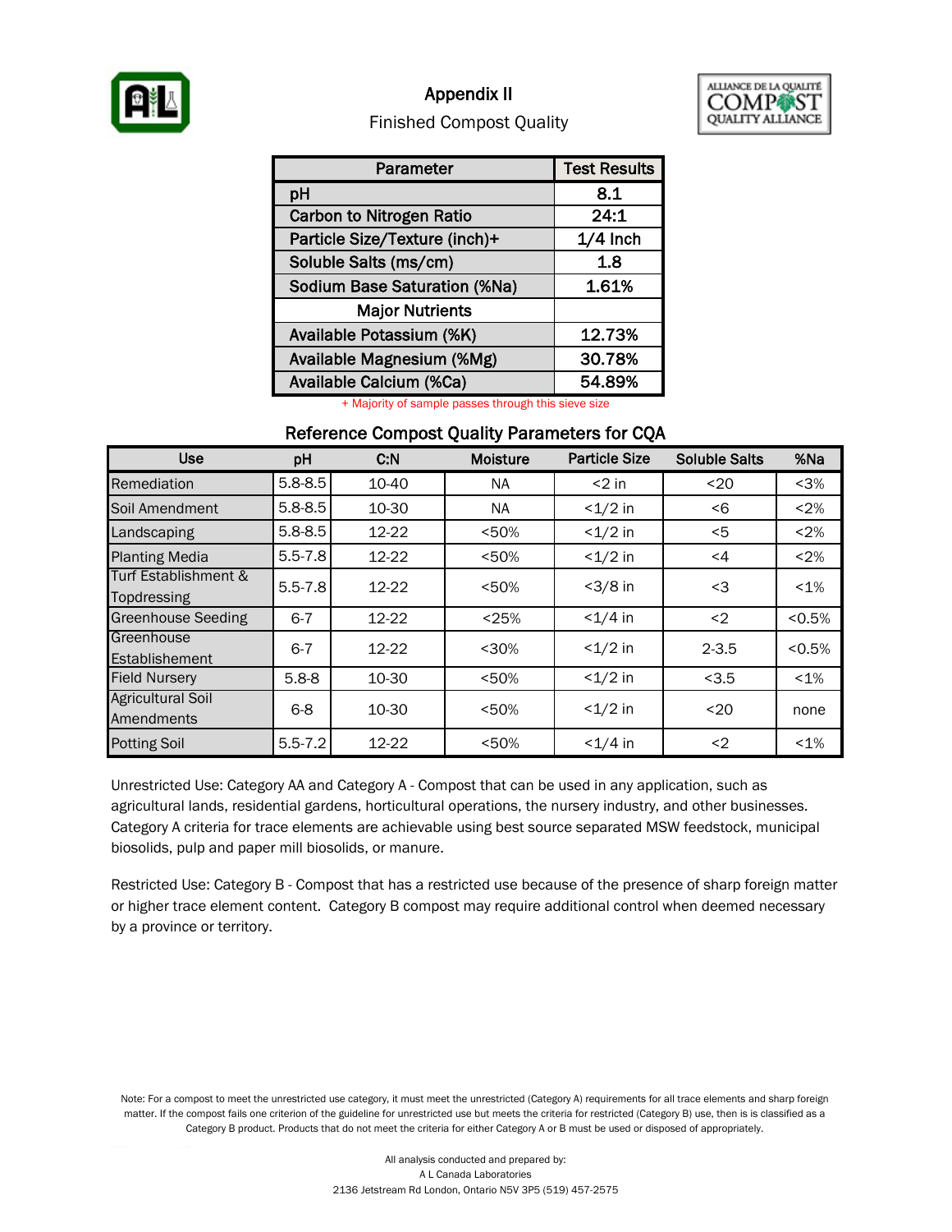# Appendix II

Finished Compost Quality

| Parameter | Test Results |
|---|---|
| pH | 8.1 |
| Carbon to Nitrogen Ratio | 24:1 |
| Particle Size/Texture (inch)+ | 1/4 Inch |
| Soluble Salts (ms/cm) | 1.8 |
| Sodium Base Saturation (%Na) | 1.61% |
| Major Nutrients | |
| Available Potassium (%K) | 12.73% |
| Available Magnesium (%Mg) | 30.78% |
| Available Calcium (%Ca) | 54.89% |

+ Majority of sample passes through this sieve size

## Reference Compost Quality Parameters for CQA

| Use | pH | C:N | Moisture | Particle Size | Soluble Salts | %Na |
|---|---|---|---|---|---|---|
| Remediation | 5.8-8.5 | 10-40 | NA | <2 in | <20 | <3% |
| Soil Amendment | 5.8-8.5 | 10-30 | NA | <1/2 in | <6 | <2% |
| Landscaping | 5.8-8.5 | 12-22 | <50% | <1/2 in | <5 | <2% |
| Planting Media | 5.5-7.8 | 12-22 | <50% | <1/2 in | <4 | <2% |
| Turf Establishment & Topdressing | 5.5-7.8 | 12-22 | <50% | <3/8 in | <3 | <1% |
| Greenhouse Seeding | 6-7 | 12-22 | <25% | <1/4 in | <2 | <0.5% |
| Greenhouse Establishement | 6-7 | 12-22 | <30% | <1/2 in | 2-3.5 | <0.5% |
| Field Nursery | 5.8-8 | 10-30 | <50% | <1/2 in | <3.5 | <1% |
| Agricultural Soil Amendments | 6-8 | 10-30 | <50% | <1/2 in | <20 | none |
| Potting Soil | 5.5-7.2 | 12-22 | <50% | <1/4 in | <2 | <1% |

Unrestricted Use: Category AA and Category A - Compost that can be used in any application, such as agricultural lands, residential gardens, horticultural operations, the nursery industry, and other businesses. Category A criteria for trace elements are achievable using best source separated MSW feedstock, municipal biosolids, pulp and paper mill biosolids, or manure.

Restricted Use: Category B - Compost that has a restricted use because of the presence of sharp foreign matter or higher trace element content. Category B compost may require additional control when deemed necessary by a province or territory.

Note: For a compost to meet the unrestricted use category, it must meet the unrestricted (Category A) requirements for all trace elements and sharp foreign matter. If the compost fails one criterion of the guideline for unrestricted use but meets the criteria for restricted (Category B) use, then is is classified as a Category B product. Products that do not meet the criteria for either Category A or B must be used or disposed of appropriately.

All analysis conducted and prepared by:
A L Canada Laboratories
2136 Jetstream Rd London, Ontario N5V 3P5 (519) 457-2575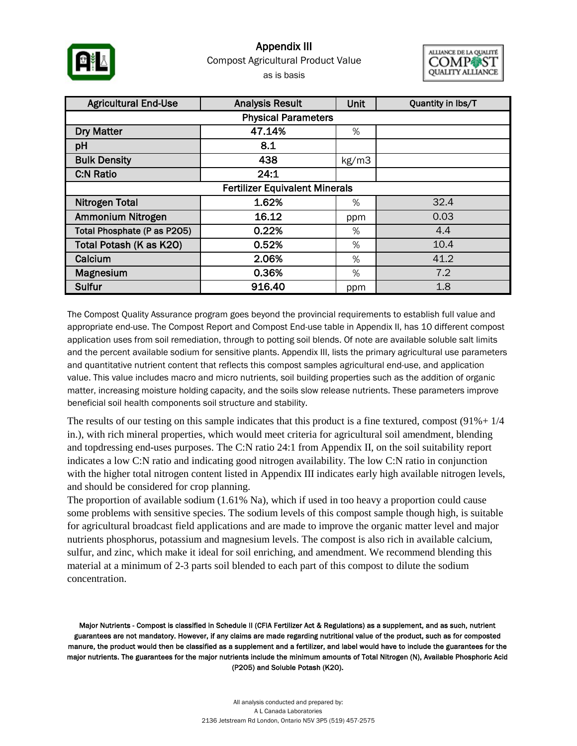# Appendix III

Compost Agricultural Product Value

as is basis

| Agricultural End-Use | Analysis Result | Unit | Quantity in lbs/T |
|---|---|---|---|
| **Physical Parameters** | | | |
| Dry Matter | 47.14% | % | |
| pH | 8.1 | | |
| Bulk Density | 438 | kg/m3 | |
| C:N Ratio | 24:1 | | |
| **Fertilizer Equivalent Minerals** | | | |
| Nitrogen Total | 1.62% | % | 32.4 |
| Ammonium Nitrogen | 16.12 | ppm | 0.03 |
| Total Phosphate (P as P2O5) | 0.22% | % | 4.4 |
| Total Potash (K as K2O) | 0.52% | % | 10.4 |
| Calcium | 2.06% | % | 41.2 |
| Magnesium | 0.36% | % | 7.2 |
| Sulfur | 916.40 | ppm | 1.8 |

The Compost Quality Assurance program goes beyond the provincial requirements to establish full value and appropriate end-use. The Compost Report and Compost End-use table in Appendix II, has 10 different compost application uses from soil remediation, through to potting soil blends. Of note are available soluble salt limits and the percent available sodium for sensitive plants. Appendix III, lists the primary agricultural use parameters and quantitative nutrient content that reflects this compost samples agricultural end-use, and application value. This value includes macro and micro nutrients, soil building properties such as the addition of organic matter, increasing moisture holding capacity, and the soils slow release nutrients. These parameters improve beneficial soil health components soil structure and stability.

The results of our testing on this sample indicates that this product is a fine textured, compost (91%+ 1/4 in.), with rich mineral properties, which would meet criteria for agricultural soil amendment, blending and topdressing end-uses purposes. The C:N ratio 24:1 from Appendix II, on the soil suitability report indicates a low C:N ratio and indicating good nitrogen availability. The low C:N ratio in conjunction with the higher total nitrogen content listed in Appendix III indicates early high available nitrogen levels, and should be considered for crop planning.

The proportion of available sodium (1.61% Na), which if used in too heavy a proportion could cause some problems with sensitive species. The sodium levels of this compost sample though high, is suitable for agricultural broadcast field applications and are made to improve the organic matter level and major nutrients phosphorus, potassium and magnesium levels. The compost is also rich in available calcium, sulfur, and zinc, which make it ideal for soil enriching, and amendment. We recommend blending this material at a minimum of 2-3 parts soil blended to each part of this compost to dilute the sodium concentration.

**Major Nutrients - Compost is classified in Schedule II (CFIA Fertilizer Act & Regulations) as a supplement, and as such, nutrient guarantees are not mandatory. However, if any claims are made regarding nutritional value of the product, such as for composted manure, the product would then be classified as a supplement and a fertilizer, and label would have to include the guarantees for the major nutrients. The guarantees for the major nutrients include the minimum amounts of Total Nitrogen (N), Available Phosphoric Acid (P2O5) and Soluble Potash (K2O).**

All analysis conducted and prepared by:
A L Canada Laboratories
2136 Jetstream Rd London, Ontario N5V 3P5 (519) 457-2575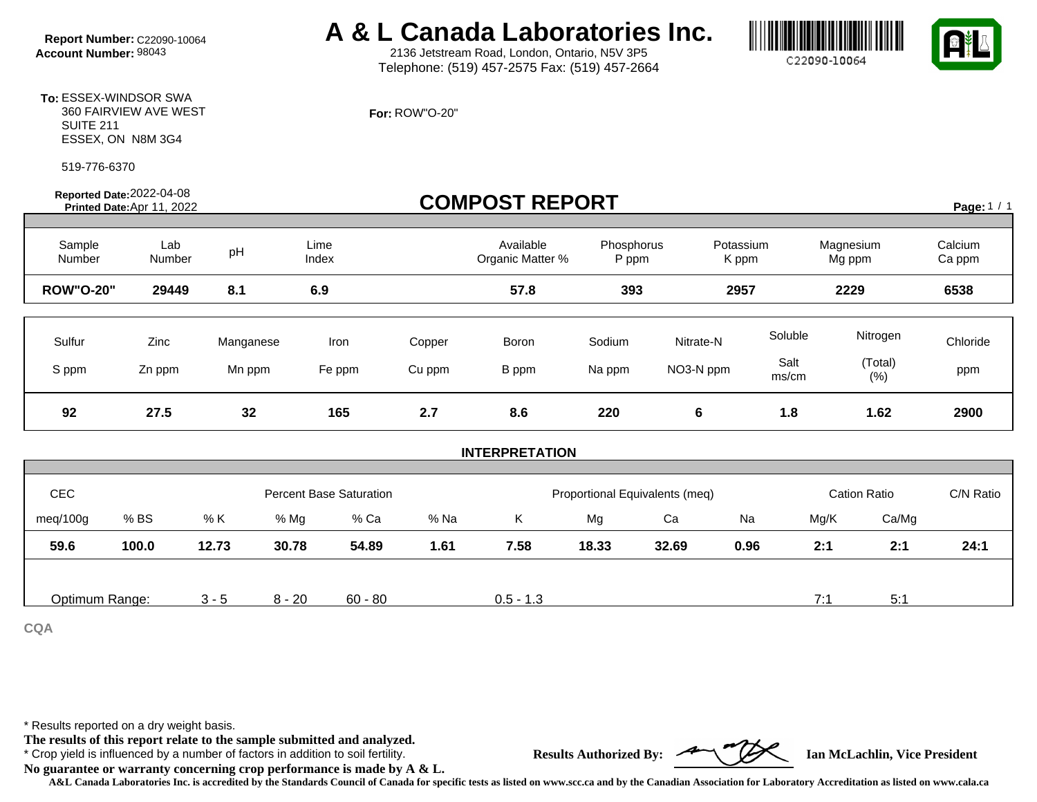**Report Number:** C22090-10064
**Account Number:** 98043

# A & L Canada Laboratories Inc.

2136 Jetstream Road, London, Ontario, N5V 3P5
Telephone: (519) 457-2575 Fax: (519) 457-2664

C22090-10064

**To:** ESSEX-WINDSOR SWA
360 FAIRVIEW AVE WEST
SUITE 211
ESSEX, ON N8M 3G4

519-776-6370

**For:** ROW"O-20"

**Reported Date:** 2022-04-08
**Printed Date:** Apr 11, 2022

## COMPOST REPORT

| Sample Number | Lab Number | pH | Lime Index | Available Organic Matter % | Phosphorus P ppm | Potassium K ppm | Magnesium Mg ppm | Calcium Ca ppm |
|---|---|---|---|---|---|---|---|---|
| **ROW"O-20"** | **29449** | **8.1** | **6.9** | **57.8** | **393** | **2957** | **2229** | **6538** |

| Sulfur S ppm | Zinc Zn ppm | Manganese Mn ppm | Iron Fe ppm | Copper Cu ppm | Boron B ppm | Sodium Na ppm | Nitrate-N NO3-N ppm | Soluble Salt ms/cm | Nitrogen (Total) (%) | Chloride ppm |
|---|---|---|---|---|---|---|---|---|---|---|
| **92** | **27.5** | **32** | **165** | **2.7** | **8.6** | **220** | **6** | **1.8** | **1.62** | **2900** |

### INTERPRETATION

| CEC | | Percent Base Saturation | | | | Proportional Equivalents (meq) | | | | Cation Ratio | | C/N Ratio |
|---|---|---|---|---|---|---|---|---|---|---|---|---|
| meq/100g | % BS | % K | % Mg | % Ca | % Na | K | Mg | Ca | Na | Mg/K | Ca/Mg | |
| **59.6** | **100.0** | **12.73** | **30.78** | **54.89** | **1.61** | **7.58** | **18.33** | **32.69** | **0.96** | **2:1** | **2:1** | **24:1** |
| Optimum Range: | | 3 - 5 | 8 - 20 | 60 - 80 | | 0.5 - 1.3 | | | | 7:1 | 5:1 | |

CQA

* Results reported on a dry weight basis.
**The results of this report relate to the sample submitted and analyzed.**
* Crop yield is influenced by a number of factors in addition to soil fertility.
**No guarantee or warranty concerning crop performance is made by A & L.**

**Results Authorized By:** **Ian McLachlin, Vice President**

**A&L Canada Laboratories Inc. is accredited by the Standards Council of Canada for specific tests as listed on www.scc.ca and by the Canadian Association for Laboratory Accreditation as listed on www.cala.ca**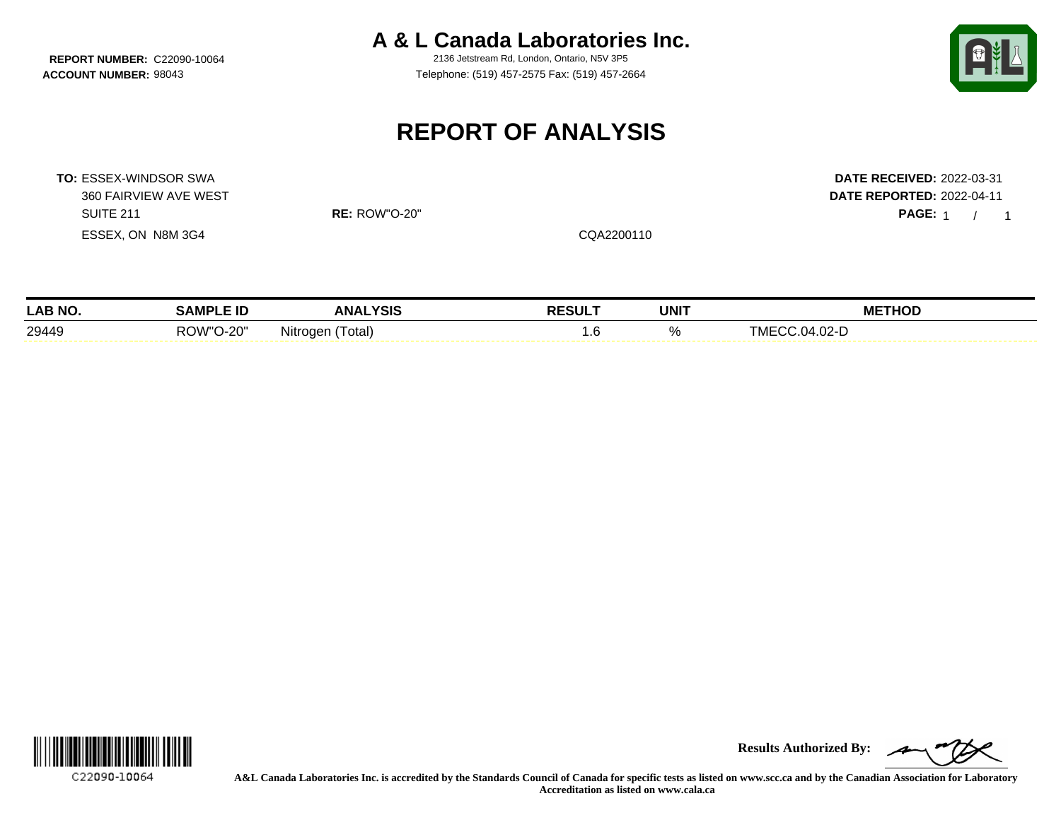**REPORT NUMBER:** C22090-10064
**ACCOUNT NUMBER:** 98043

# A & L Canada Laboratories Inc.

2136 Jetstream Rd, London, Ontario, N5V 3P5
Telephone: (519) 457-2575 Fax: (519) 457-2664

## REPORT OF ANALYSIS

**TO:** ESSEX-WINDSOR SWA
360 FAIRVIEW AVE WEST
SUITE 211
ESSEX, ON N8M 3G4

**RE:** ROW"O-20"

CQA2200110

**DATE RECEIVED:** 2022-03-31
**DATE REPORTED:** 2022-04-11
**PAGE:** 1 / 1

| LAB NO. | SAMPLE ID | ANALYSIS | RESULT | UNIT | METHOD |
|---|---|---|---|---|---|
| 29449 | ROW"O-20" | Nitrogen (Total) | 1.6 | % | TMECC.04.02-D |

C22090-10064

**Results Authorized By:**

**A&L Canada Laboratories Inc. is accredited by the Standards Council of Canada for specific tests as listed on www.scc.ca and by the Canadian Association for Laboratory Accreditation as listed on www.cala.ca**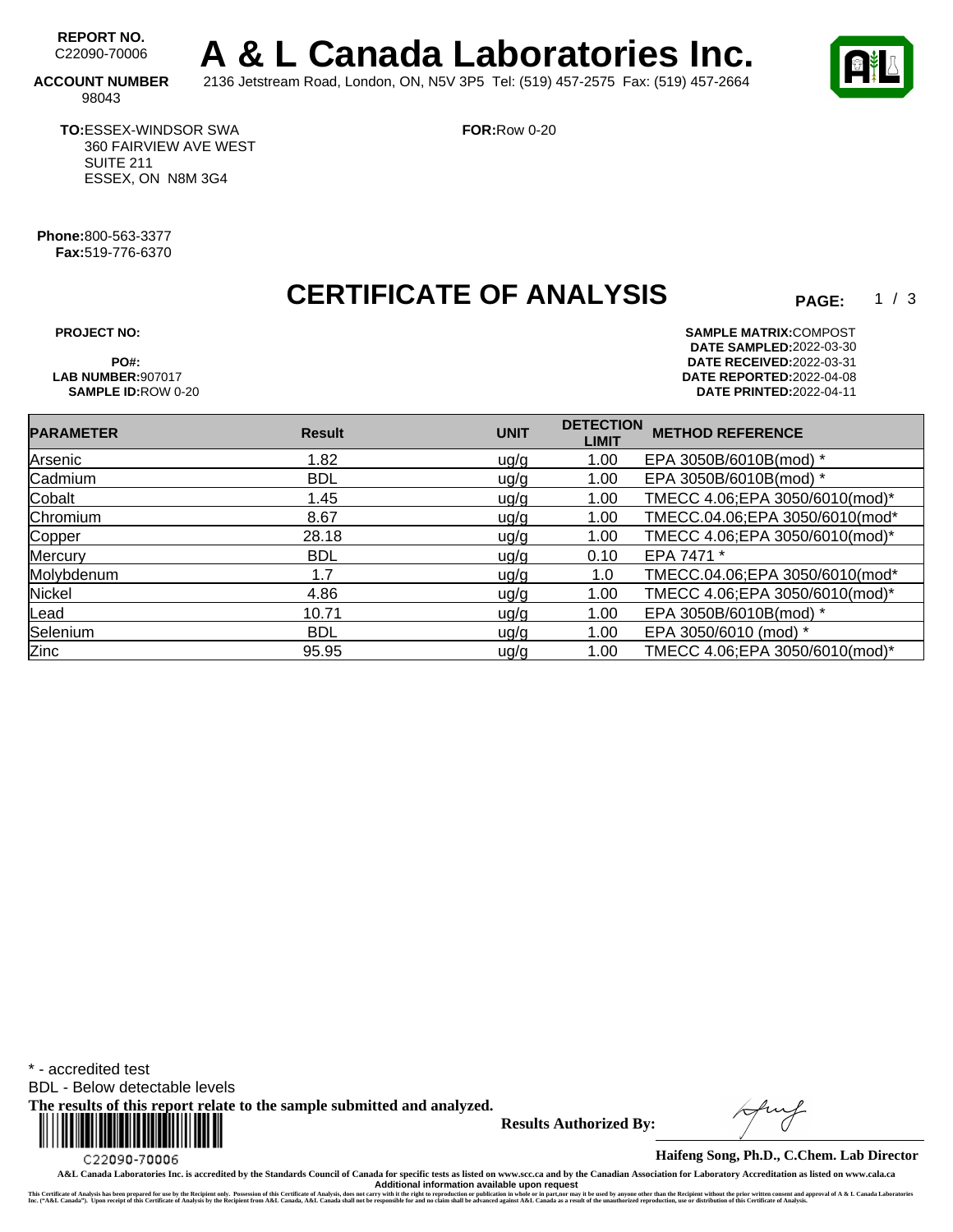**REPORT NO.**
C22090-70006

# A & L Canada Laboratories Inc.

**ACCOUNT NUMBER**
98043

2136 Jetstream Road, London, ON, N5V 3P5 Tel: (519) 457-2575 Fax: (519) 457-2664

**TO:** ESSEX-WINDSOR SWA
360 FAIRVIEW AVE WEST
SUITE 211
ESSEX, ON N8M 3G4

**FOR:** Row 0-20

**Phone:** 800-563-3377
**Fax:** 519-776-6370

## CERTIFICATE OF ANALYSIS

**PAGE:** 1 / 3

**PROJECT NO:**
**PO#:**
**LAB NUMBER:** 907017
**SAMPLE ID:** ROW 0-20

**SAMPLE MATRIX:** COMPOST
**DATE SAMPLED:** 2022-03-30
**DATE RECEIVED:** 2022-03-31
**DATE REPORTED:** 2022-04-08
**DATE PRINTED:** 2022-04-11

| PARAMETER | Result | UNIT | DETECTION LIMIT | METHOD REFERENCE |
|---|---|---|---|---|
| Arsenic | 1.82 | ug/g | 1.00 | EPA 3050B/6010B(mod) * |
| Cadmium | BDL | ug/g | 1.00 | EPA 3050B/6010B(mod) * |
| Cobalt | 1.45 | ug/g | 1.00 | TMECC 4.06;EPA 3050/6010(mod)* |
| Chromium | 8.67 | ug/g | 1.00 | TMECC.04.06;EPA 3050/6010(mod* |
| Copper | 28.18 | ug/g | 1.00 | TMECC 4.06;EPA 3050/6010(mod)* |
| Mercury | BDL | ug/g | 0.10 | EPA 7471 * |
| Molybdenum | 1.7 | ug/g | 1.0 | TMECC.04.06;EPA 3050/6010(mod* |
| Nickel | 4.86 | ug/g | 1.00 | TMECC 4.06;EPA 3050/6010(mod)* |
| Lead | 10.71 | ug/g | 1.00 | EPA 3050B/6010B(mod) * |
| Selenium | BDL | ug/g | 1.00 | EPA 3050/6010 (mod) * |
| Zinc | 95.95 | ug/g | 1.00 | TMECC 4.06;EPA 3050/6010(mod)* |

\* - accredited test
BDL - Below detectable levels
**The results of this report relate to the sample submitted and analyzed.**

C22090-70006

**Results Authorized By:**

**Haifeng Song, Ph.D., C.Chem. Lab Director**

**A&L Canada Laboratories Inc. is accredited by the Standards Council of Canada for specific tests as listed on www.scc.ca and by the Canadian Association for Laboratory Accreditation as listed on www.cala.ca**
**Additional information available upon request**

This Certificate of Analysis has been prepared for use by the Recipient only. Possession of this Certificate of Analysis, does not carry with it the right to reproduction or publication in whole or in part,nor may it be used by anyone other than the Recipient without the prior written consent and approval of A & L Canada Laboratories Inc. ("A&L Canada"). Upon receipt of this Certificate of Analysis by the Recipient from A&L Canada, A&L Canada shall not be responsible for and no claim shall be advanced against A&L Canada as a result of the unauthorized reproduction, use or distribution of this Certificate of Analysis.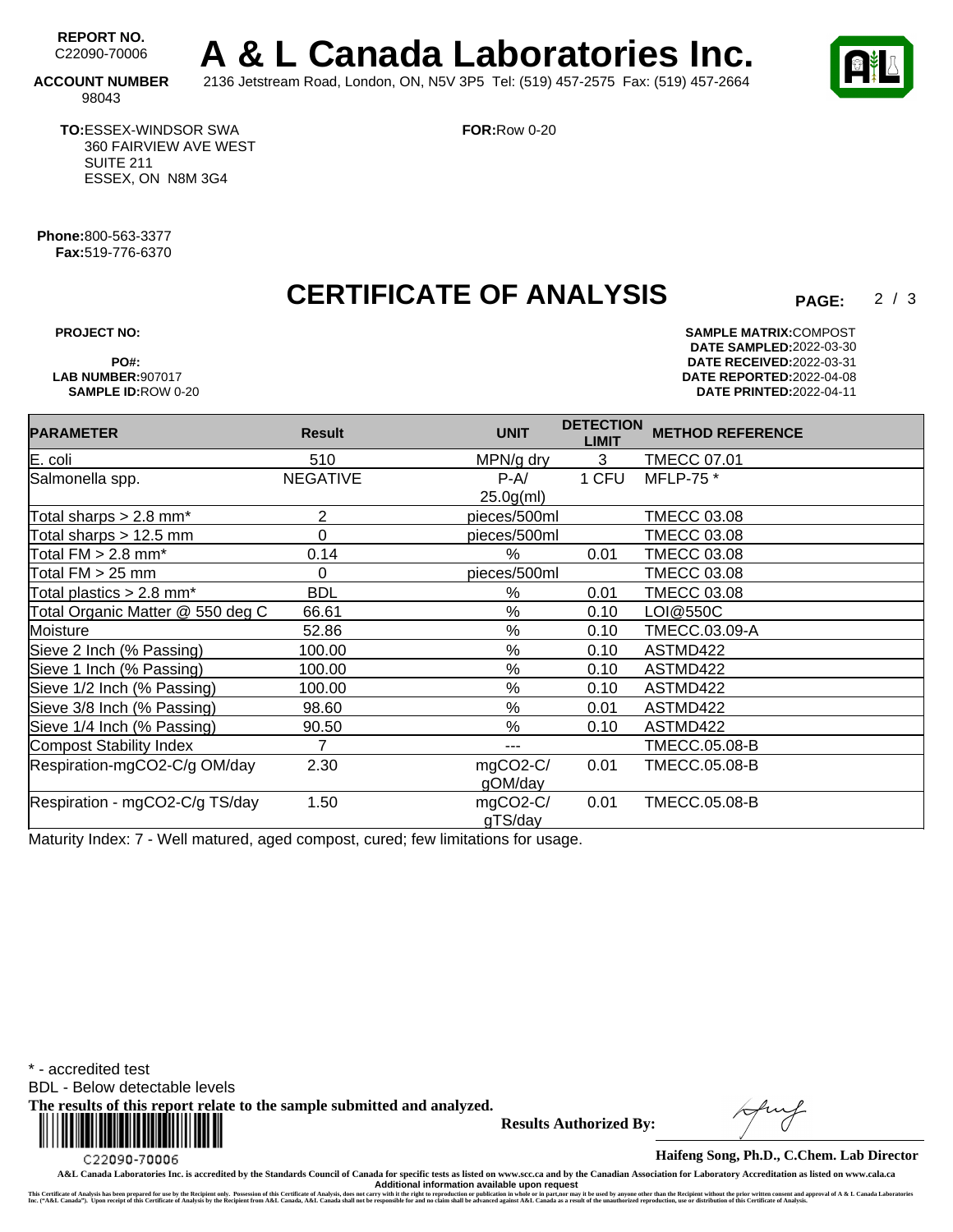**REPORT NO.** C22090-70006

# A & L Canada Laboratories Inc.

**ACCOUNT NUMBER** 98043

2136 Jetstream Road, London, ON, N5V 3P5 Tel: (519) 457-2575 Fax: (519) 457-2664

**TO:** ESSEX-WINDSOR SWA
360 FAIRVIEW AVE WEST
SUITE 211
ESSEX, ON N8M 3G4

**FOR:** Row 0-20

**Phone:** 800-563-3377
**Fax:** 519-776-6370

## CERTIFICATE OF ANALYSIS

**PROJECT NO:**
**PO#:**
**LAB NUMBER:** 907017
**SAMPLE ID:** ROW 0-20

**SAMPLE MATRIX:** COMPOST
**DATE SAMPLED:** 2022-03-30
**DATE RECEIVED:** 2022-03-31
**DATE REPORTED:** 2022-04-08
**DATE PRINTED:** 2022-04-11

| PARAMETER | Result | UNIT | DETECTION LIMIT | METHOD REFERENCE |
|---|---|---|---|---|
| E. coli | 510 | MPN/g dry | 3 | TMECC 07.01 |
| Salmonella spp. | NEGATIVE | P-A/ 25.0g(ml) | 1 CFU | MFLP-75 * |
| Total sharps > 2.8 mm* | 2 | pieces/500ml | | TMECC 03.08 |
| Total sharps > 12.5 mm | 0 | pieces/500ml | | TMECC 03.08 |
| Total FM > 2.8 mm* | 0.14 | % | 0.01 | TMECC 03.08 |
| Total FM > 25 mm | 0 | pieces/500ml | | TMECC 03.08 |
| Total plastics > 2.8 mm* | BDL | % | 0.01 | TMECC 03.08 |
| Total Organic Matter @ 550 deg C | 66.61 | % | 0.10 | LOI@550C |
| Moisture | 52.86 | % | 0.10 | TMECC.03.09-A |
| Sieve 2 Inch (% Passing) | 100.00 | % | 0.10 | ASTMD422 |
| Sieve 1 Inch (% Passing) | 100.00 | % | 0.10 | ASTMD422 |
| Sieve 1/2 Inch (% Passing) | 100.00 | % | 0.10 | ASTMD422 |
| Sieve 3/8 Inch (% Passing) | 98.60 | % | 0.01 | ASTMD422 |
| Sieve 1/4 Inch (% Passing) | 90.50 | % | 0.10 | ASTMD422 |
| Compost Stability Index | 7 | --- | | TMECC.05.08-B |
| Respiration-mgCO2-C/g OM/day | 2.30 | mgCO2-C/ gOM/day | 0.01 | TMECC.05.08-B |
| Respiration - mgCO2-C/g TS/day | 1.50 | mgCO2-C/ gTS/day | 0.01 | TMECC.05.08-B |

Maturity Index: 7 - Well matured, aged compost, cured; few limitations for usage.

\* - accredited test
BDL - Below detectable levels
**The results of this report relate to the sample submitted and analyzed.**

C22090-70006

**Results Authorized By:**

**Haifeng Song, Ph.D., C.Chem. Lab Director**

A&L Canada Laboratories Inc. is accredited by the Standards Council of Canada for specific tests as listed on www.scc.ca and by the Canadian Association for Laboratory Accreditation as listed on www.cala.ca
**Additional information available upon request**

This Certificate of Analysis has been prepared for use by the Recipient only. Possession of this Certificate of Analysis, does not carry with it the right to reproduction or publication in whole or in part,nor may it be used by anyone other than the Recipient without the prior written consent and approval of A & L Canada Laboratories Inc. ("A&L Canada"). Upon receipt of this Certificate of Analysis by the Recipient from A&L Canada, A&L Canada shall not be responsible for and no claim shall be advanced against A&L Canada as a result of the unauthorized reproduction, use or distribution of this Certificate of Analysis.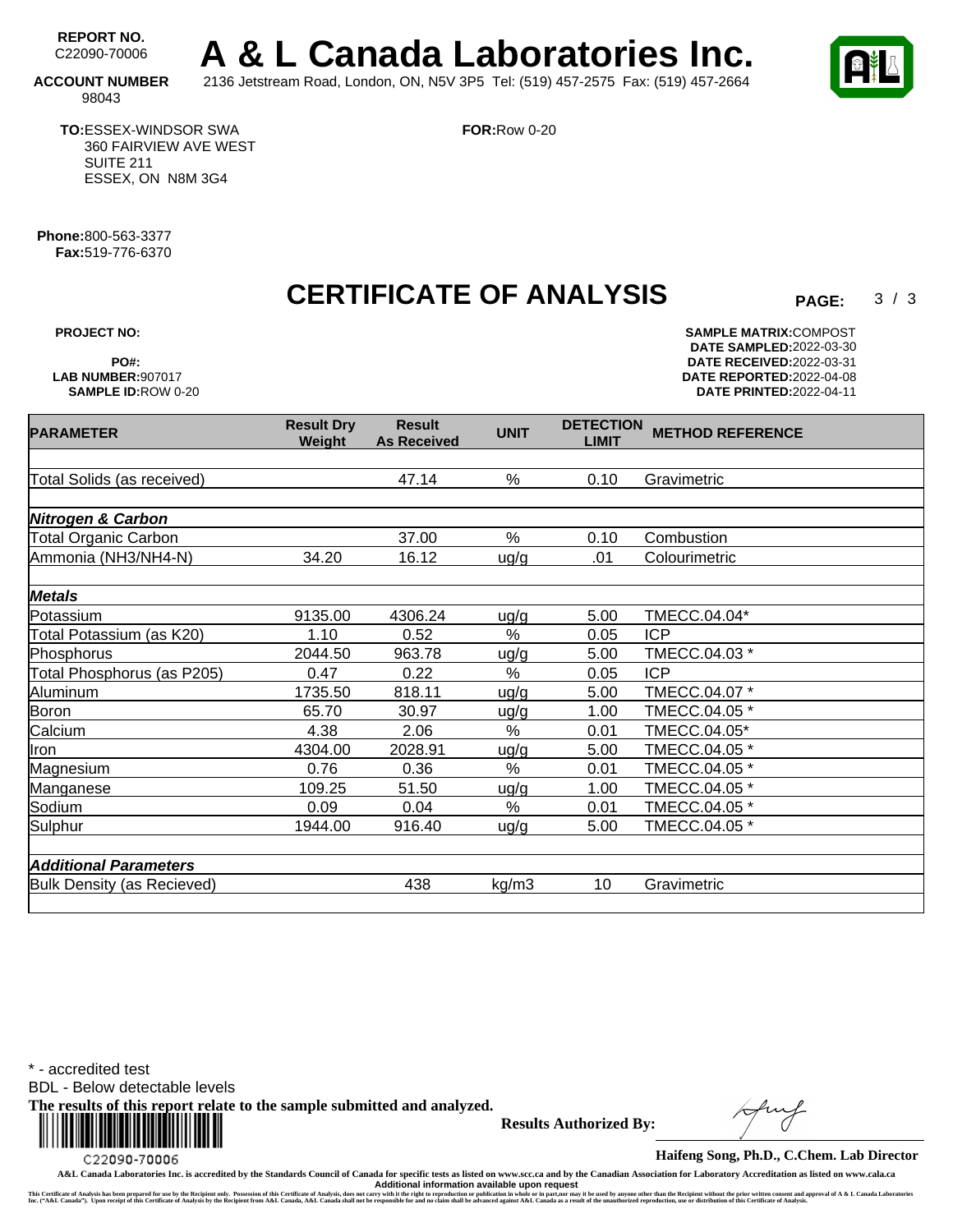**REPORT NO.** C22090-70006

**ACCOUNT NUMBER** 98043

# A & L Canada Laboratories Inc.

2136 Jetstream Road, London, ON, N5V 3P5 Tel: (519) 457-2575 Fax: (519) 457-2664

**TO:** ESSEX-WINDSOR SWA
360 FAIRVIEW AVE WEST
SUITE 211
ESSEX, ON N8M 3G4

**FOR:** Row 0-20

**Phone:** 800-563-3377
**Fax:** 519-776-6370

## CERTIFICATE OF ANALYSIS

**PROJECT NO:**
**PO#:**
**LAB NUMBER:** 907017
**SAMPLE ID:** ROW 0-20

**SAMPLE MATRIX:** COMPOST
**DATE SAMPLED:** 2022-03-30
**DATE RECEIVED:** 2022-03-31
**DATE REPORTED:** 2022-04-08
**DATE PRINTED:** 2022-04-11

| PARAMETER | Result Dry Weight | Result As Received | UNIT | DETECTION LIMIT | METHOD REFERENCE |
|---|---|---|---|---|---|
| Total Solids (as received) | | 47.14 | % | 0.10 | Gravimetric |
| ***Nitrogen & Carbon*** | | | | | |
| Total Organic Carbon | | 37.00 | % | 0.10 | Combustion |
| Ammonia (NH3/NH4-N) | 34.20 | 16.12 | ug/g | .01 | Colourimetric |
| ***Metals*** | | | | | |
| Potassium | 9135.00 | 4306.24 | ug/g | 5.00 | TMECC.04.04* |
| Total Potassium (as K20) | 1.10 | 0.52 | % | 0.05 | ICP |
| Phosphorus | 2044.50 | 963.78 | ug/g | 5.00 | TMECC.04.03 * |
| Total Phosphorus (as P205) | 0.47 | 0.22 | % | 0.05 | ICP |
| Aluminum | 1735.50 | 818.11 | ug/g | 5.00 | TMECC.04.07 * |
| Boron | 65.70 | 30.97 | ug/g | 1.00 | TMECC.04.05 * |
| Calcium | 4.38 | 2.06 | % | 0.01 | TMECC.04.05* |
| Iron | 4304.00 | 2028.91 | ug/g | 5.00 | TMECC.04.05 * |
| Magnesium | 0.76 | 0.36 | % | 0.01 | TMECC.04.05 * |
| Manganese | 109.25 | 51.50 | ug/g | 1.00 | TMECC.04.05 * |
| Sodium | 0.09 | 0.04 | % | 0.01 | TMECC.04.05 * |
| Sulphur | 1944.00 | 916.40 | ug/g | 5.00 | TMECC.04.05 * |
| ***Additional Parameters*** | | | | | |
| Bulk Density (as Recieved) | | 438 | kg/m3 | 10 | Gravimetric |

* - accredited test
BDL - Below detectable levels
**The results of this report relate to the sample submitted and analyzed.**

C22090-70006

**Results Authorized By:**

**Haifeng Song, Ph.D., C.Chem. Lab Director**

**A&L Canada Laboratories Inc. is accredited by the Standards Council of Canada for specific tests as listed on www.scc.ca and by the Canadian Association for Laboratory Accreditation as listed on www.cala.ca**
**Additional information available upon request**

This Certificate of Analysis has been prepared for use by the Recipient only. Possession of this Certificate of Analysis, does not carry with it the right to reproduction or publication in whole or in part,nor may it be used by anyone other than the Recipient without the prior written consent and approval of A & L Canada Laboratories Inc. ("A&L Canada"). Upon receipt of this Certificate of Analysis by the Recipient from A&L Canada, A&L Canada shall not be responsible for and no claim shall be advanced against A&L Canada as a result of the unauthorized reproduction, use or distribution of this Certificate of Analysis.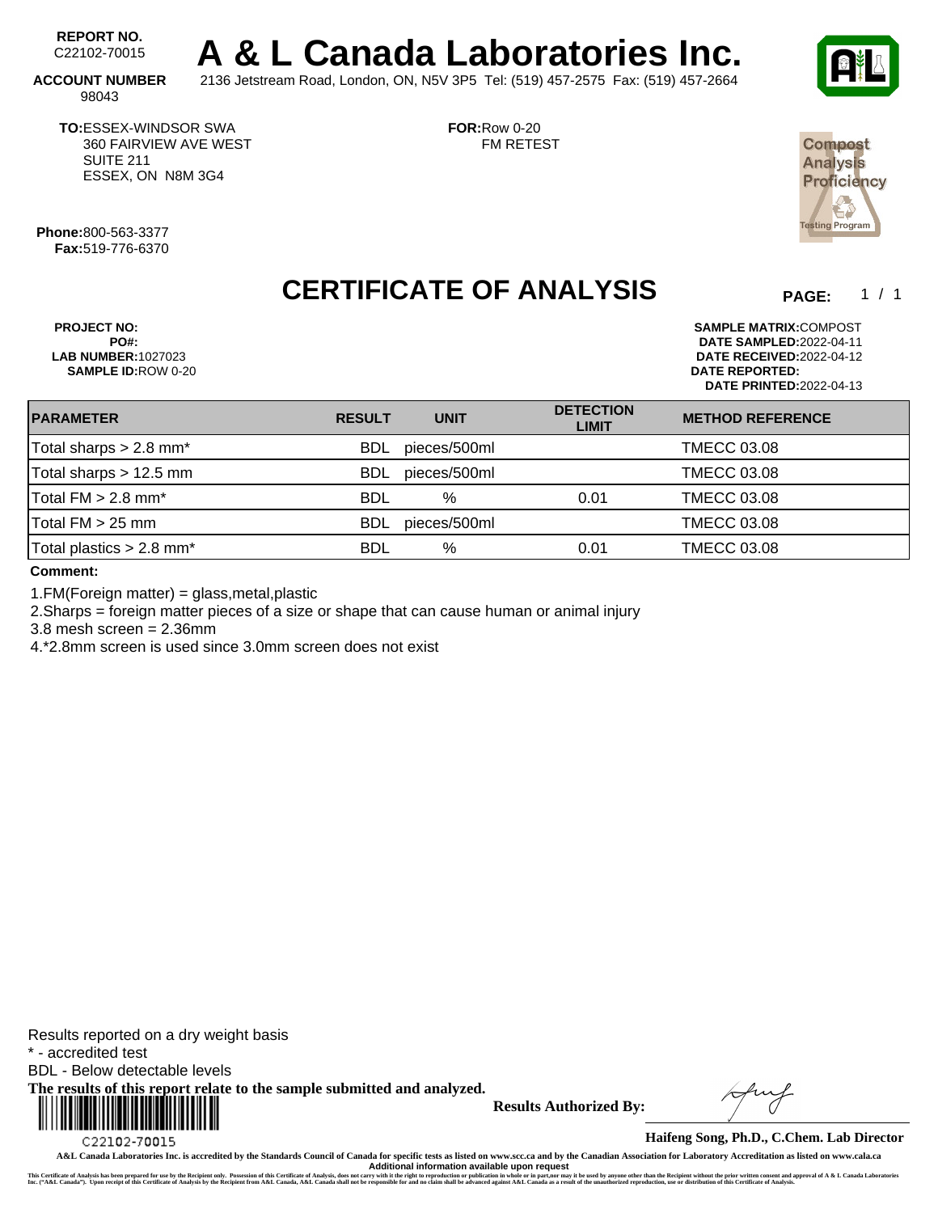**REPORT NO.** C22102-70015

# A & L Canada Laboratories Inc.

**ACCOUNT NUMBER** 98043

2136 Jetstream Road, London, ON, N5V 3P5 Tel: (519) 457-2575 Fax: (519) 457-2664

**TO:** ESSEX-WINDSOR SWA
360 FAIRVIEW AVE WEST
SUITE 211
ESSEX, ON N8M 3G4

**FOR:** Row 0-20
FM RETEST

Compost Analysis Proficiency Testing Program

**Phone:** 800-563-3377
**Fax:** 519-776-6370

## CERTIFICATE OF ANALYSIS

**PAGE:** 1 / 1

**PROJECT NO:**
**PO#:**
**LAB NUMBER:** 1027023
**SAMPLE ID:** ROW 0-20

**SAMPLE MATRIX:** COMPOST
**DATE SAMPLED:** 2022-04-11
**DATE RECEIVED:** 2022-04-12
**DATE REPORTED:**
**DATE PRINTED:** 2022-04-13

| PARAMETER | RESULT | UNIT | DETECTION LIMIT | METHOD REFERENCE |
|---|---|---|---|---|
| Total sharps > 2.8 mm* | BDL | pieces/500ml | | TMECC 03.08 |
| Total sharps > 12.5 mm | BDL | pieces/500ml | | TMECC 03.08 |
| Total FM > 2.8 mm* | BDL | % | 0.01 | TMECC 03.08 |
| Total FM > 25 mm | BDL | pieces/500ml | | TMECC 03.08 |
| Total plastics > 2.8 mm* | BDL | % | 0.01 | TMECC 03.08 |

**Comment:**

1.FM(Foreign matter) = glass,metal,plastic
2.Sharps = foreign matter pieces of a size or shape that can cause human or animal injury
3.8 mesh screen = 2.36mm
4.*2.8mm screen is used since 3.0mm screen does not exist

Results reported on a dry weight basis
* - accredited test
BDL - Below detectable levels
**The results of this report relate to the sample submitted and analyzed.**

C22102-70015

**Results Authorized By:**

**Haifeng Song, Ph.D., C.Chem. Lab Director**

A&L Canada Laboratories Inc. is accredited by the Standards Council of Canada for specific tests as listed on www.scc.ca and by the Canadian Association for Laboratory Accreditation as listed on www.cala.ca
Additional information available upon request

This Certificate of Analysis has been prepared for use by the Recipient only. Possession of this Certificate of Analysis, does not carry with it the right to reproduction or publication in whole or in part,nor may it be used by anyone other than the Recipient without the prior written consent and approval of A & L Canada Laboratories Inc. ("A&L Canada"). Upon receipt of this Certificate of Analysis by the Recipient from A&L Canada, A&L Canada shall not be responsible for and no claim shall be advanced against A&L Canada as a result of the unauthorized reproduction, use or distribution of this Certificate of Analysis.